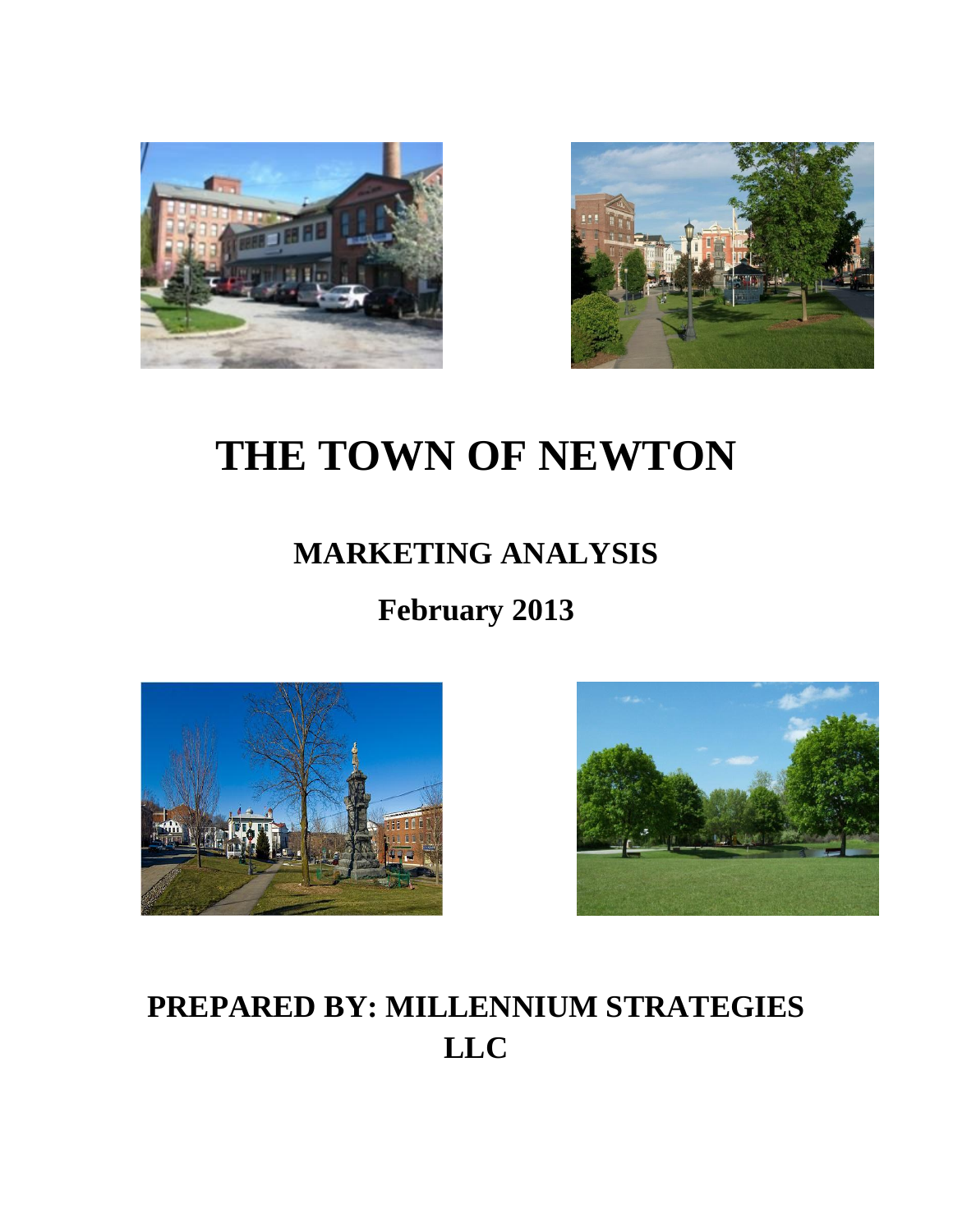# THE TOWN OF NEWTON

## MARKETING ANALYSIS

## February 2013

## PREPARED BY: MILLENNIUM STRATEGIES LLC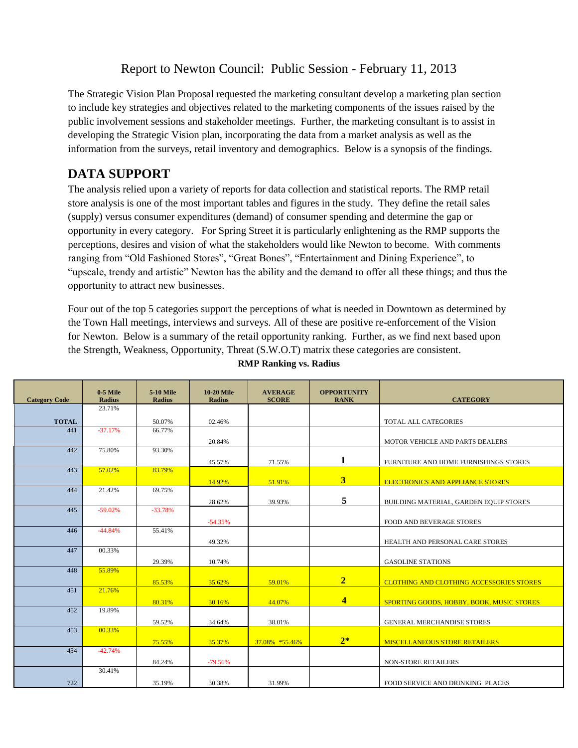# Report to Newton Council: Public Session - February 11, 2013

The Strategic Vision Plan Proposal requested the marketing consultant develop a marketing plan section to include key strategies and objectives related to the marketing components of the issues raised by the public involvement sessions and stakeholder meetings. Further, the marketing consultant is to assist in developing the Strategic Vision plan, incorporating the data from a market analysis as well as the information from the surveys, retail inventory and demographics. Below is a synopsis of the findings.

## DATA SUPPORT

The analysis relied upon a variety of reports for data collection and statistical reports. The RMP retail store analysis is one of the most important tables and figures in the study. They define the retail sales (supply) versus consumer expenditures (demand) of consumer spending and determine the gap or opportunity in every category. For Spring Street it is particularly enlightening as the RMP supports the perceptions, desires and vision of what the stakeholders would like Newton to become. With comments ranging from "Old Fashioned Stores", "Great Bones", "Entertainment and Dining Experience", to "upscale, trendy and artistic" Newton has the ability and the demand to offer all these things; and thus the opportunity to attract new businesses.

Four out of the top 5 categories support the perceptions of what is needed in Downtown as determined by the Town Hall meetings, interviews and surveys. All of these are positive re-enforcement of the Vision for Newton. Below is a summary of the retail opportunity ranking. Further, as we find next based upon the Strength, Weakness, Opportunity, Threat (S.W.O.T) matrix these categories are consistent.

**RMP Ranking vs. Radius**

| Category Code | 0-5 Mile Radius | 5-10 Mile Radius | 10-20 Mile Radius | AVERAGE SCORE | OPPORTUNITY RANK | CATEGORY |
|---|---|---|---|---|---|---|
| TOTAL | 23.71% | 50.07% | 02.46% | | | TOTAL ALL CATEGORIES |
| 441 | -37.17% | 66.77% | 20.84% | | | MOTOR VEHICLE AND PARTS DEALERS |
| 442 | 75.80% | 93.30% | 45.57% | 71.55% | **1** | FURNITURE AND HOME FURNISHINGS STORES |
| 443 | 57.02% | 83.79% | 14.92% | 51.91% | **3** | ELECTRONICS AND APPLIANCE STORES |
| 444 | 21.42% | 69.75% | 28.62% | 39.93% | **5** | BUILDING MATERIAL, GARDEN EQUIP STORES |
| 445 | -59.02% | -33.78% | -54.35% | | | FOOD AND BEVERAGE STORES |
| 446 | -44.84% | 55.41% | 49.32% | | | HEALTH AND PERSONAL CARE STORES |
| 447 | 00.33% | 29.39% | 10.74% | | | GASOLINE STATIONS |
| 448 | 55.89% | 85.53% | 35.62% | 59.01% | **2** | CLOTHING AND CLOTHING ACCESSORIES STORES |
| 451 | 21.76% | 80.31% | 30.16% | 44.07% | **4** | SPORTING GOODS, HOBBY, BOOK, MUSIC STORES |
| 452 | 19.89% | 59.52% | 34.64% | 38.01% | | GENERAL MERCHANDISE STORES |
| 453 | 00.33% | 75.55% | 35.37% | 37.08% *55.46% | **2*** | MISCELLANEOUS STORE RETAILERS |
| 454 | -42.74% | 84.24% | -79.56% | | | NON-STORE RETAILERS |
| 722 | 30.41% | 35.19% | 30.38% | 31.99% | | FOOD SERVICE AND DRINKING PLACES |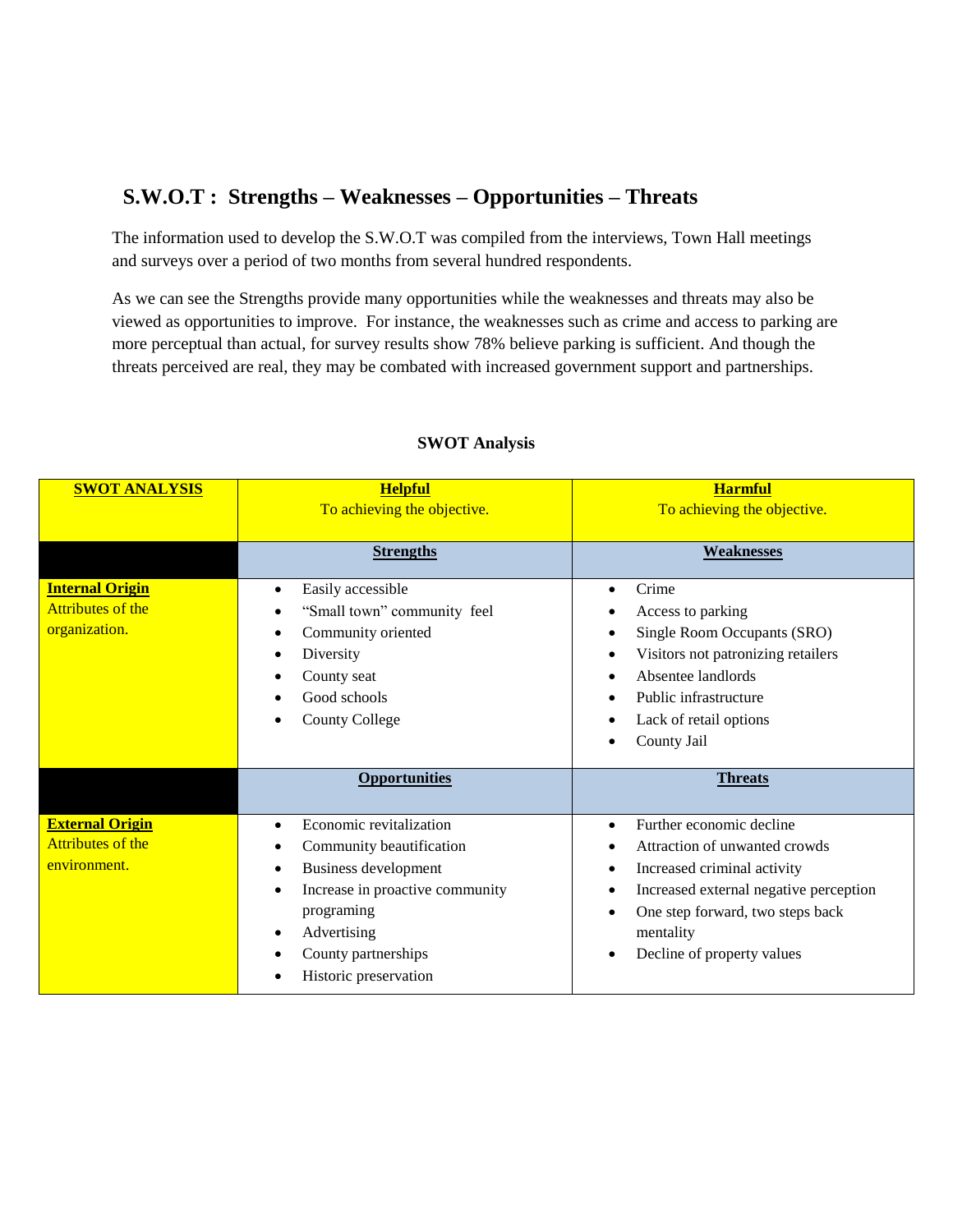## S.W.O.T : Strengths – Weaknesses – Opportunities – Threats

The information used to develop the S.W.O.T was compiled from the interviews, Town Hall meetings and surveys over a period of two months from several hundred respondents.

As we can see the Strengths provide many opportunities while the weaknesses and threats may also be viewed as opportunities to improve. For instance, the weaknesses such as crime and access to parking are more perceptual than actual, for survey results show 78% believe parking is sufficient. And though the threats perceived are real, they may be combated with increased government support and partnerships.

**SWOT Analysis**

| **SWOT ANALYSIS** | **Helpful**<br>To achieving the objective. | **Harmful**<br>To achieving the objective. |
|---|---|---|
| | **Strengths** | **Weaknesses** |
| **Internal Origin**<br>Attributes of the organization. | • Easily accessible<br>• "Small town" community feel<br>• Community oriented<br>• Diversity<br>• County seat<br>• Good schools<br>• County College | • Crime<br>• Access to parking<br>• Single Room Occupants (SRO)<br>• Visitors not patronizing retailers<br>• Absentee landlords<br>• Public infrastructure<br>• Lack of retail options<br>• County Jail |
| | **Opportunities** | **Threats** |
| **External Origin**<br>Attributes of the environment. | • Economic revitalization<br>• Community beautification<br>• Business development<br>• Increase in proactive community programing<br>• Advertising<br>• County partnerships<br>• Historic preservation | • Further economic decline<br>• Attraction of unwanted crowds<br>• Increased criminal activity<br>• Increased external negative perception<br>• One step forward, two steps back mentality<br>• Decline of property values |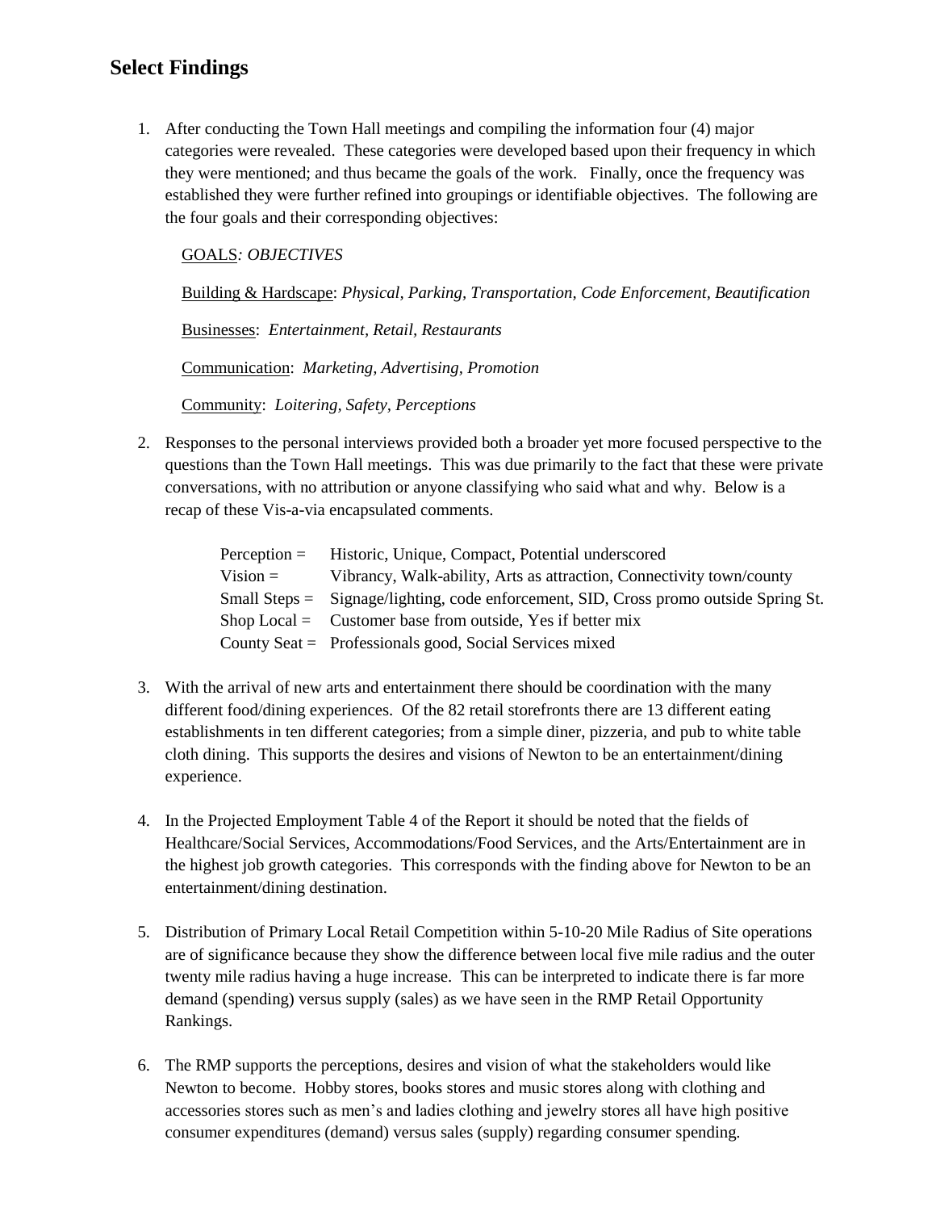## Select Findings

1. After conducting the Town Hall meetings and compiling the information four (4) major categories were revealed. These categories were developed based upon their frequency in which they were mentioned; and thus became the goals of the work. Finally, once the frequency was established they were further refined into groupings or identifiable objectives. The following are the four goals and their corresponding objectives:

   <u>GOALS</u>*: OBJECTIVES*

   <u>Building & Hardscape</u>: *Physical, Parking, Transportation, Code Enforcement, Beautification*

   <u>Businesses</u>: *Entertainment, Retail, Restaurants*

   <u>Communication</u>: *Marketing, Advertising, Promotion*

   <u>Community</u>: *Loitering, Safety, Perceptions*

2. Responses to the personal interviews provided both a broader yet more focused perspective to the questions than the Town Hall meetings. This was due primarily to the fact that these were private conversations, with no attribution or anyone classifying who said what and why. Below is a recap of these Vis-a-via encapsulated comments.

   | | |
   |---|---|
   | Perception = | Historic, Unique, Compact, Potential underscored |
   | Vision = | Vibrancy, Walk-ability, Arts as attraction, Connectivity town/county |
   | Small Steps = | Signage/lighting, code enforcement, SID, Cross promo outside Spring St. |
   | Shop Local = | Customer base from outside, Yes if better mix |
   | County Seat = | Professionals good, Social Services mixed |

3. With the arrival of new arts and entertainment there should be coordination with the many different food/dining experiences. Of the 82 retail storefronts there are 13 different eating establishments in ten different categories; from a simple diner, pizzeria, and pub to white table cloth dining. This supports the desires and visions of Newton to be an entertainment/dining experience.

4. In the Projected Employment Table 4 of the Report it should be noted that the fields of Healthcare/Social Services, Accommodations/Food Services, and the Arts/Entertainment are in the highest job growth categories. This corresponds with the finding above for Newton to be an entertainment/dining destination.

5. Distribution of Primary Local Retail Competition within 5-10-20 Mile Radius of Site operations are of significance because they show the difference between local five mile radius and the outer twenty mile radius having a huge increase. This can be interpreted to indicate there is far more demand (spending) versus supply (sales) as we have seen in the RMP Retail Opportunity Rankings.

6. The RMP supports the perceptions, desires and vision of what the stakeholders would like Newton to become. Hobby stores, books stores and music stores along with clothing and accessories stores such as men's and ladies clothing and jewelry stores all have high positive consumer expenditures (demand) versus sales (supply) regarding consumer spending.